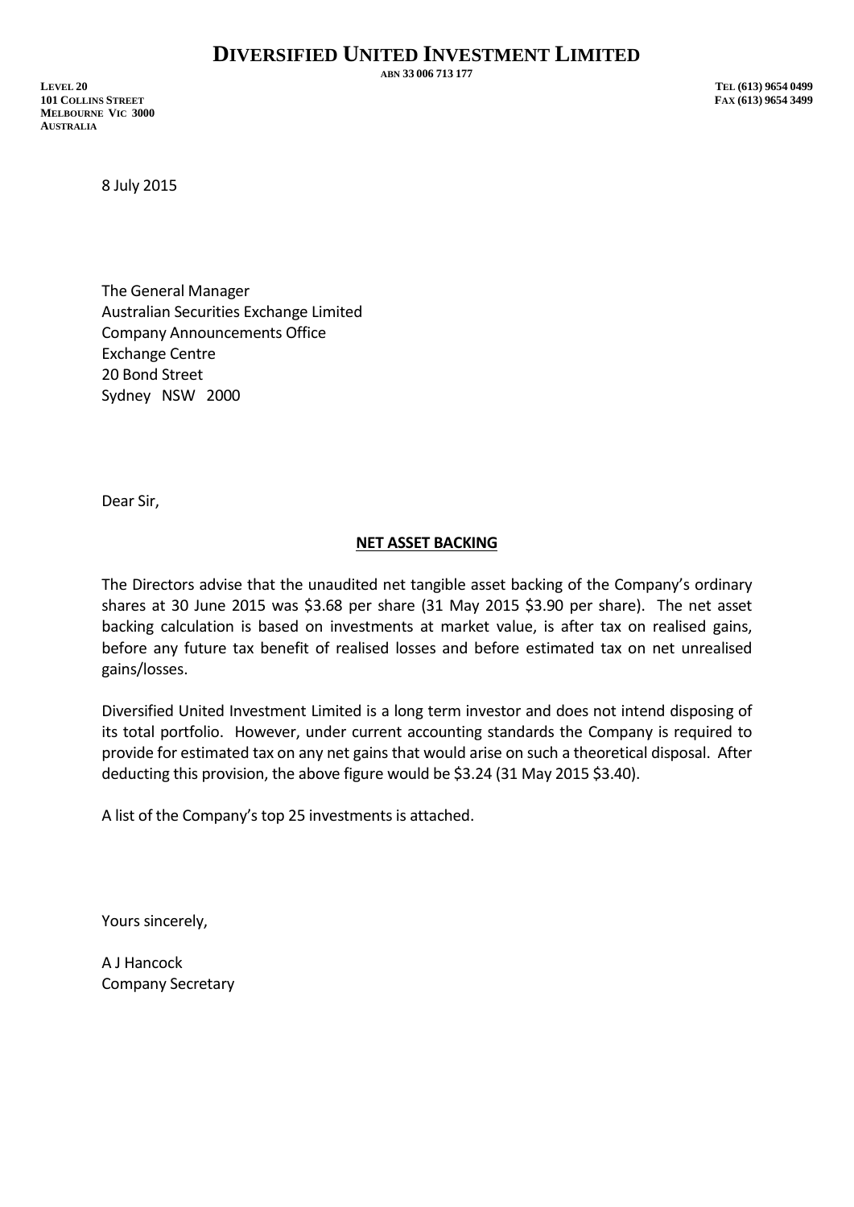# DIVERSIFIED UNITED INVESTMENT LIMITED

ABN 33 006 713 177

LEVEL 20
101 COLLINS STREET
MELBOURNE VIC 3000
AUSTRALIA

TEL (613) 9654 0499
FAX (613) 9654 3499

8 July 2015

The General Manager
Australian Securities Exchange Limited
Company Announcements Office
Exchange Centre
20 Bond Street
Sydney NSW 2000

Dear Sir,

**NET ASSET BACKING**

The Directors advise that the unaudited net tangible asset backing of the Company's ordinary shares at 30 June 2015 was $3.68 per share (31 May 2015 $3.90 per share). The net asset backing calculation is based on investments at market value, is after tax on realised gains, before any future tax benefit of realised losses and before estimated tax on net unrealised gains/losses.

Diversified United Investment Limited is a long term investor and does not intend disposing of its total portfolio. However, under current accounting standards the Company is required to provide for estimated tax on any net gains that would arise on such a theoretical disposal. After deducting this provision, the above figure would be $3.24 (31 May 2015 $3.40).

A list of the Company's top 25 investments is attached.

Yours sincerely,

A J Hancock
Company Secretary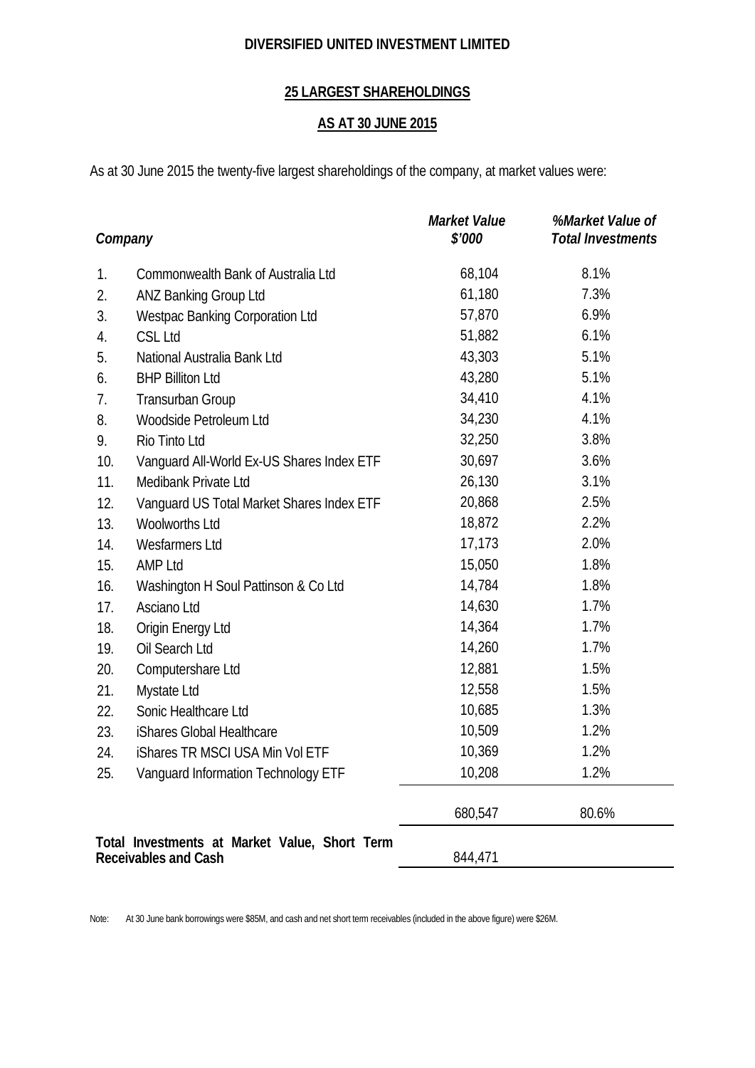**DIVERSIFIED UNITED INVESTMENT LIMITED**

**25 LARGEST SHAREHOLDINGS**

**AS AT 30 JUNE 2015**

As at 30 June 2015 the twenty-five largest shareholdings of the company, at market values were:

| *Company* | | *Market Value $'000* | *%Market Value of Total Investments* |
|---|---|---|---|
| 1. | Commonwealth Bank of Australia Ltd | 68,104 | 8.1% |
| 2. | ANZ Banking Group Ltd | 61,180 | 7.3% |
| 3. | Westpac Banking Corporation Ltd | 57,870 | 6.9% |
| 4. | CSL Ltd | 51,882 | 6.1% |
| 5. | National Australia Bank Ltd | 43,303 | 5.1% |
| 6. | BHP Billiton Ltd | 43,280 | 5.1% |
| 7. | Transurban Group | 34,410 | 4.1% |
| 8. | Woodside Petroleum Ltd | 34,230 | 4.1% |
| 9. | Rio Tinto Ltd | 32,250 | 3.8% |
| 10. | Vanguard All-World Ex-US Shares Index ETF | 30,697 | 3.6% |
| 11. | Medibank Private Ltd | 26,130 | 3.1% |
| 12. | Vanguard US Total Market Shares Index ETF | 20,868 | 2.5% |
| 13. | Woolworths Ltd | 18,872 | 2.2% |
| 14. | Wesfarmers Ltd | 17,173 | 2.0% |
| 15. | AMP Ltd | 15,050 | 1.8% |
| 16. | Washington H Soul Pattinson & Co Ltd | 14,784 | 1.8% |
| 17. | Asciano Ltd | 14,630 | 1.7% |
| 18. | Origin Energy Ltd | 14,364 | 1.7% |
| 19. | Oil Search Ltd | 14,260 | 1.7% |
| 20. | Computershare Ltd | 12,881 | 1.5% |
| 21. | Mystate Ltd | 12,558 | 1.5% |
| 22. | Sonic Healthcare Ltd | 10,685 | 1.3% |
| 23. | iShares Global Healthcare | 10,509 | 1.2% |
| 24. | iShares TR MSCI USA Min Vol ETF | 10,369 | 1.2% |
| 25. | Vanguard Information Technology ETF | 10,208 | 1.2% |
| | | 680,547 | 80.6% |
| **Total Investments at Market Value, Short Term Receivables and Cash** | | 844,471 | |

Note: At 30 June bank borrowings were $85M, and cash and net short term receivables (included in the above figure) were $26M.